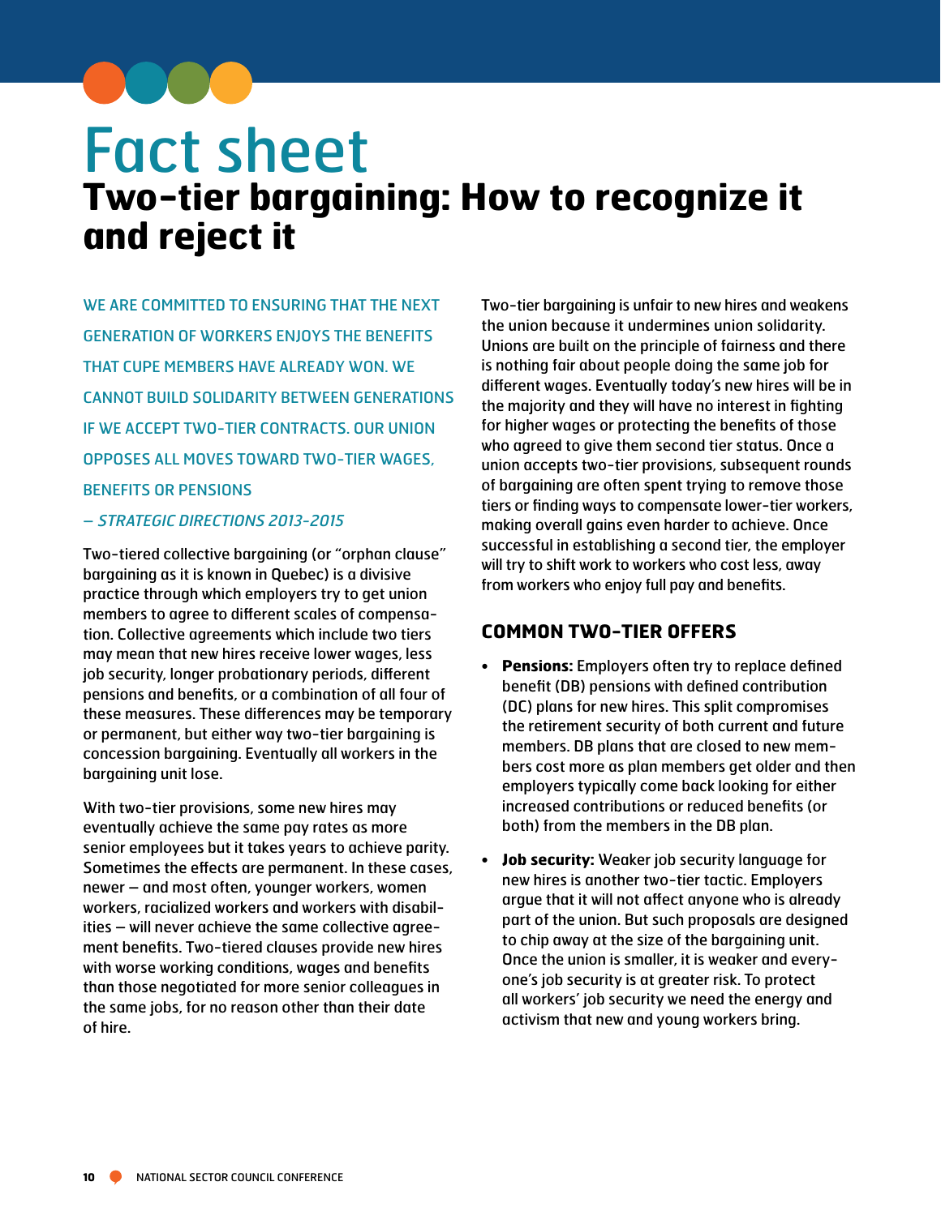# Fact sheet

## Two-tier bargaining: How to recognize it and reject it

WE ARE COMMITTED TO ENSURING THAT THE NEXT GENERATION OF WORKERS ENJOYS THE BENEFITS THAT CUPE MEMBERS HAVE ALREADY WON. WE CANNOT BUILD SOLIDARITY BETWEEN GENERATIONS IF WE ACCEPT TWO-TIER CONTRACTS. OUR UNION OPPOSES ALL MOVES TOWARD TWO-TIER WAGES, BENEFITS OR PENSIONS

*– STRATEGIC DIRECTIONS 2013-2015*

Two-tiered collective bargaining (or "orphan clause" bargaining as it is known in Quebec) is a divisive practice through which employers try to get union members to agree to different scales of compensation. Collective agreements which include two tiers may mean that new hires receive lower wages, less job security, longer probationary periods, different pensions and benefits, or a combination of all four of these measures. These differences may be temporary or permanent, but either way two-tier bargaining is concession bargaining. Eventually all workers in the bargaining unit lose.

With two-tier provisions, some new hires may eventually achieve the same pay rates as more senior employees but it takes years to achieve parity. Sometimes the effects are permanent. In these cases, newer – and most often, younger workers, women workers, racialized workers and workers with disabilities – will never achieve the same collective agreement benefits. Two-tiered clauses provide new hires with worse working conditions, wages and benefits than those negotiated for more senior colleagues in the same jobs, for no reason other than their date of hire.

Two-tier bargaining is unfair to new hires and weakens the union because it undermines union solidarity. Unions are built on the principle of fairness and there is nothing fair about people doing the same job for different wages. Eventually today's new hires will be in the majority and they will have no interest in fighting for higher wages or protecting the benefits of those who agreed to give them second tier status. Once a union accepts two-tier provisions, subsequent rounds of bargaining are often spent trying to remove those tiers or finding ways to compensate lower-tier workers, making overall gains even harder to achieve. Once successful in establishing a second tier, the employer will try to shift work to workers who cost less, away from workers who enjoy full pay and benefits.

### COMMON TWO-TIER OFFERS

- **Pensions:** Employers often try to replace defined benefit (DB) pensions with defined contribution (DC) plans for new hires. This split compromises the retirement security of both current and future members. DB plans that are closed to new members cost more as plan members get older and then employers typically come back looking for either increased contributions or reduced benefits (or both) from the members in the DB plan.
- **Job security:** Weaker job security language for new hires is another two-tier tactic. Employers argue that it will not affect anyone who is already part of the union. But such proposals are designed to chip away at the size of the bargaining unit. Once the union is smaller, it is weaker and everyone's job security is at greater risk. To protect all workers' job security we need the energy and activism that new and young workers bring.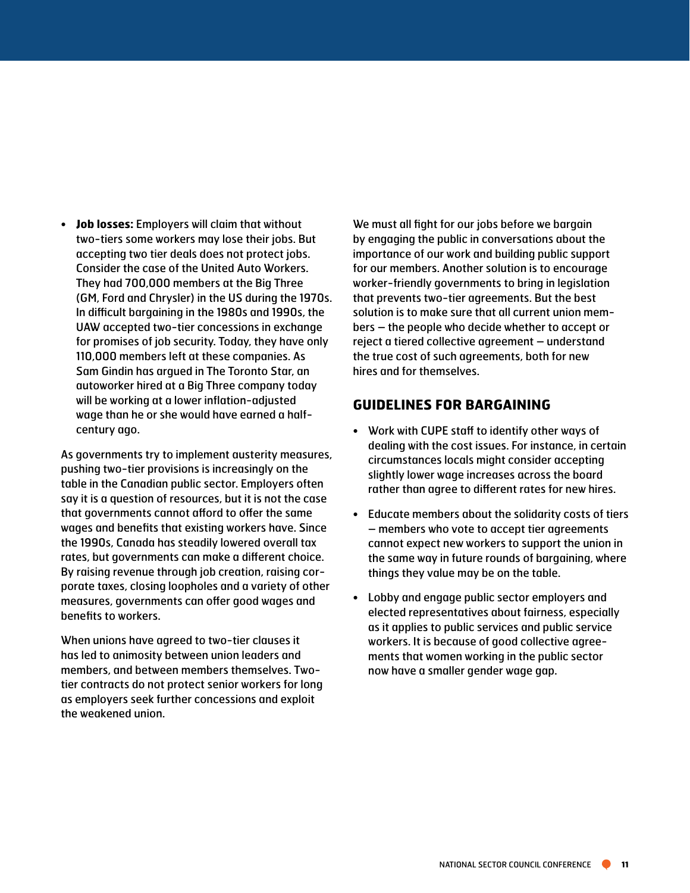- **Job losses:** Employers will claim that without two-tiers some workers may lose their jobs. But accepting two tier deals does not protect jobs. Consider the case of the United Auto Workers. They had 700,000 members at the Big Three (GM, Ford and Chrysler) in the US during the 1970s. In difficult bargaining in the 1980s and 1990s, the UAW accepted two-tier concessions in exchange for promises of job security. Today, they have only 110,000 members left at these companies. As Sam Gindin has argued in The Toronto Star, an autoworker hired at a Big Three company today will be working at a lower inflation-adjusted wage than he or she would have earned a half-century ago.

As governments try to implement austerity measures, pushing two-tier provisions is increasingly on the table in the Canadian public sector. Employers often say it is a question of resources, but it is not the case that governments cannot afford to offer the same wages and benefits that existing workers have. Since the 1990s, Canada has steadily lowered overall tax rates, but governments can make a different choice. By raising revenue through job creation, raising corporate taxes, closing loopholes and a variety of other measures, governments can offer good wages and benefits to workers.

When unions have agreed to two-tier clauses it has led to animosity between union leaders and members, and between members themselves. Two-tier contracts do not protect senior workers for long as employers seek further concessions and exploit the weakened union.

We must all fight for our jobs before we bargain by engaging the public in conversations about the importance of our work and building public support for our members. Another solution is to encourage worker-friendly governments to bring in legislation that prevents two-tier agreements. But the best solution is to make sure that all current union members – the people who decide whether to accept or reject a tiered collective agreement – understand the true cost of such agreements, both for new hires and for themselves.

## GUIDELINES FOR BARGAINING

- Work with CUPE staff to identify other ways of dealing with the cost issues. For instance, in certain circumstances locals might consider accepting slightly lower wage increases across the board rather than agree to different rates for new hires.
- Educate members about the solidarity costs of tiers – members who vote to accept tier agreements cannot expect new workers to support the union in the same way in future rounds of bargaining, where things they value may be on the table.
- Lobby and engage public sector employers and elected representatives about fairness, especially as it applies to public services and public service workers. It is because of good collective agreements that women working in the public sector now have a smaller gender wage gap.